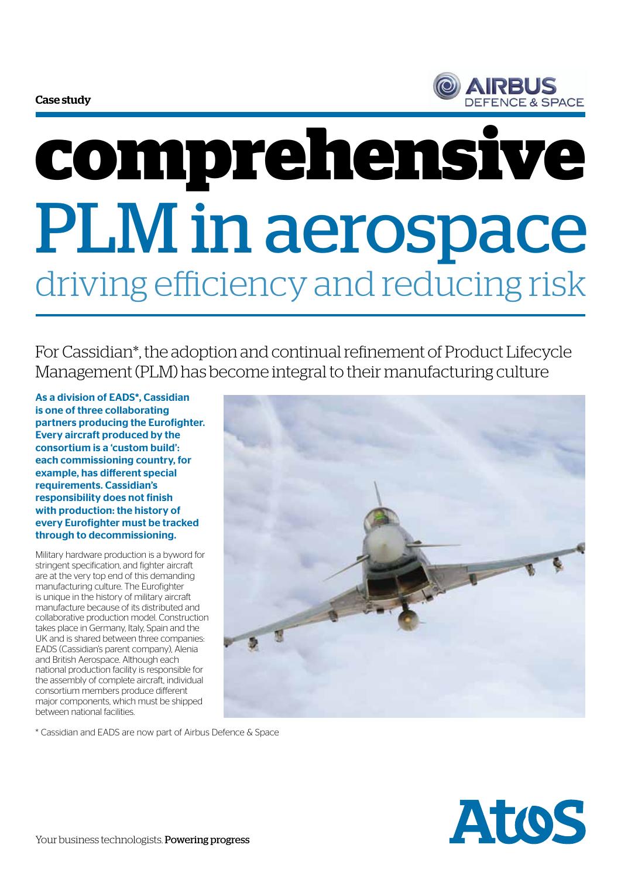Case study

# comprehensive PLM in aerospace

## driving efficiency and reducing risk

For Cassidian*, the adoption and continual refinement of Product Lifecycle Management (PLM) has become integral to their manufacturing culture

**As a division of EADS*, Cassidian is one of three collaborating partners producing the Eurofighter. Every aircraft produced by the consortium is a 'custom build': each commissioning country, for example, has different special requirements. Cassidian's responsibility does not finish with production: the history of every Eurofighter must be tracked through to decommissioning.**

Military hardware production is a byword for stringent specification, and fighter aircraft are at the very top end of this demanding manufacturing culture. The Eurofighter is unique in the history of military aircraft manufacture because of its distributed and collaborative production model. Construction takes place in Germany, Italy, Spain and the UK and is shared between three companies: EADS (Cassidian's parent company), Alenia and British Aerospace. Although each national production facility is responsible for the assembly of complete aircraft, individual consortium members produce different major components, which must be shipped between national facilities.

* Cassidian and EADS are now part of Airbus Defence & Space

Your business technologists. **Powering progress**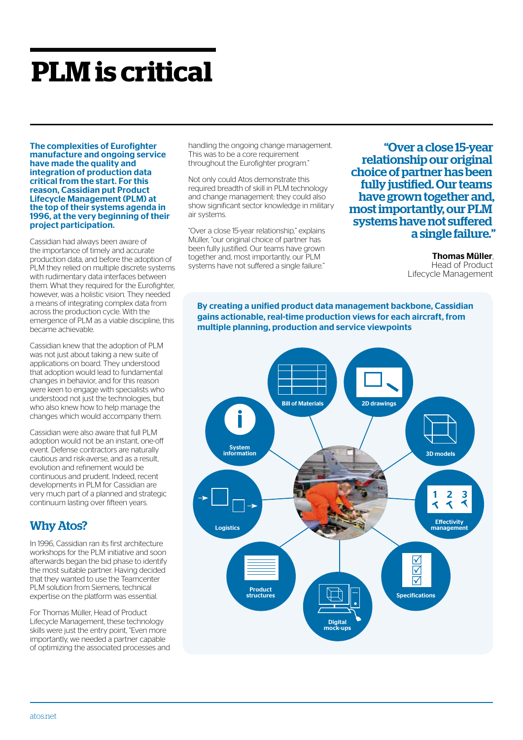# PLM is critical

**The complexities of Eurofighter manufacture and ongoing service have made the quality and integration of production data critical from the start. For this reason, Cassidian put Product Lifecycle Management (PLM) at the top of their systems agenda in 1996, at the very beginning of their project participation.**

Cassidian had always been aware of the importance of timely and accurate production data, and before the adoption of PLM they relied on multiple discrete systems with rudimentary data interfaces between them. What they required for the Eurofighter, however, was a holistic vision. They needed a means of integrating complex data from across the production cycle. With the emergence of PLM as a viable discipline, this became achievable.

Cassidian knew that the adoption of PLM was not just about taking a new suite of applications on board. They understood that adoption would lead to fundamental changes in behavior, and for this reason were keen to engage with specialists who understood not just the technologies, but who also knew how to help manage the changes which would accompany them.

Cassidian were also aware that full PLM adoption would not be an instant, one-off event. Defense contractors are naturally cautious and risk-averse, and as a result, evolution and refinement would be continuous and prudent. Indeed, recent developments in PLM for Cassidian are very much part of a planned and strategic continuum lasting over fifteen years.

## Why Atos?

In 1996, Cassidian ran its first architecture workshops for the PLM initiative and soon afterwards began the bid phase to identify the most suitable partner. Having decided that they wanted to use the Teamcenter PLM solution from Siemens, technical expertise on the platform was essential.

For Thomas Müller, Head of Product Lifecycle Management, these technology skills were just the entry point. "Even more importantly, we needed a partner capable of optimizing the associated processes and handling the ongoing change management. This was to be a core requirement throughout the Eurofighter program."

Not only could Atos demonstrate this required breadth of skill in PLM technology and change management: they could also show significant sector knowledge in military air systems.

"Over a close 15-year relationship," explains Müller, "our original choice of partner has been fully justified. Our teams have grown together and, most importantly, our PLM systems have not suffered a single failure."

> **"Over a close 15-year relationship our original choice of partner has been fully justified. Our teams have grown together and, most importantly, our PLM systems have not suffered a single failure."**
>
> **Thomas Müller**, Head of Product Lifecycle Management

**By creating a unified product data management backbone, Cassidian gains actionable, real-time production views for each aircraft, from multiple planning, production and service viewpoints**

Bill of Materials
2D drawings
3D models
Effectivity management
1 2 3
Specifications
Digital mock-ups
Product structures
Logistics
System information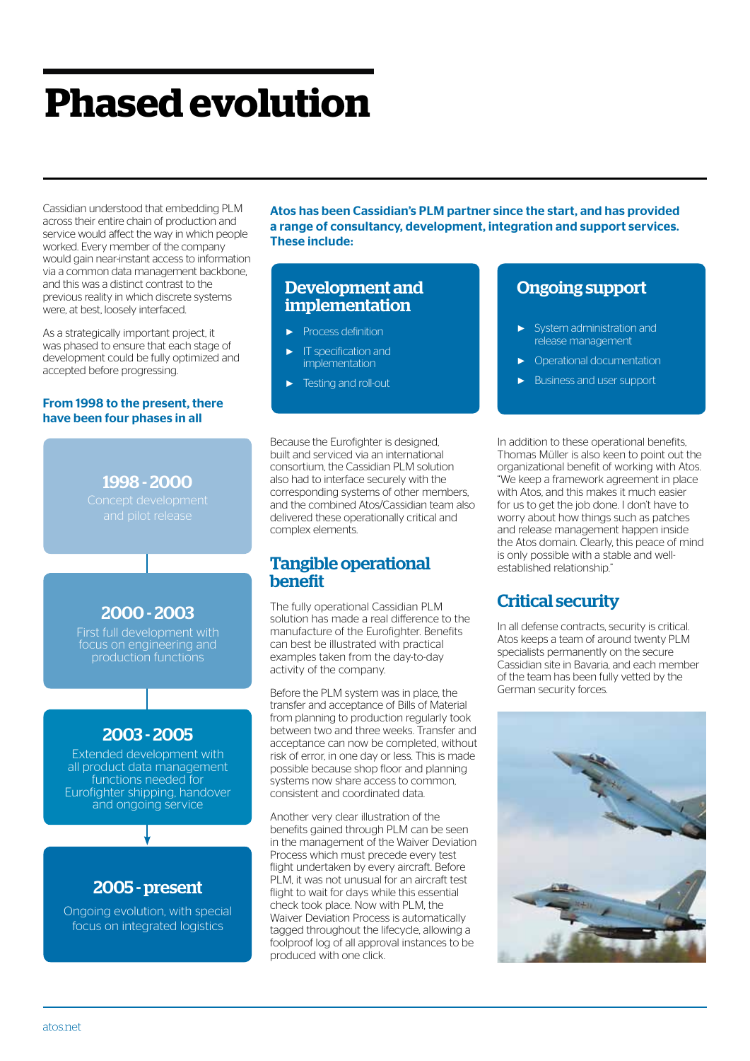# Phased evolution

Cassidian understood that embedding PLM across their entire chain of production and service would affect the way in which people worked. Every member of the company would gain near-instant access to information via a common data management backbone, and this was a distinct contrast to the previous reality in which discrete systems were, at best, loosely interfaced.

As a strategically important project, it was phased to ensure that each stage of development could be fully optimized and accepted before progressing.

**From 1998 to the present, there have been four phases in all**

**1998 - 2000**
Concept development and pilot release

**2000 - 2003**
First full development with focus on engineering and production functions

**2003 - 2005**
Extended development with all product data management functions needed for Eurofighter shipping, handover and ongoing service

**2005 - present**
Ongoing evolution, with special focus on integrated logistics

**Atos has been Cassidian's PLM partner since the start, and has provided a range of consultancy, development, integration and support services. These include:**

### Development and implementation

- Process definition
- IT specification and implementation
- Testing and roll-out

### Ongoing support

- System administration and release management
- Operational documentation
- Business and user support

Because the Eurofighter is designed, built and serviced via an international consortium, the Cassidian PLM solution also had to interface securely with the corresponding systems of other members, and the combined Atos/Cassidian team also delivered these operationally critical and complex elements.

## Tangible operational benefit

The fully operational Cassidian PLM solution has made a real difference to the manufacture of the Eurofighter. Benefits can best be illustrated with practical examples taken from the day-to-day activity of the company.

Before the PLM system was in place, the transfer and acceptance of Bills of Material from planning to production regularly took between two and three weeks. Transfer and acceptance can now be completed, without risk of error, in one day or less. This is made possible because shop floor and planning systems now share access to common, consistent and coordinated data.

Another very clear illustration of the benefits gained through PLM can be seen in the management of the Waiver Deviation Process which must precede every test flight undertaken by every aircraft. Before PLM, it was not unusual for an aircraft test flight to wait for days while this essential check took place. Now with PLM, the Waiver Deviation Process is automatically tagged throughout the lifecycle, allowing a foolproof log of all approval instances to be produced with one click.

In addition to these operational benefits, Thomas Müller is also keen to point out the organizational benefit of working with Atos. "We keep a framework agreement in place with Atos, and this makes it much easier for us to get the job done. I don't have to worry about how things such as patches and release management happen inside the Atos domain. Clearly, this peace of mind is only possible with a stable and well-established relationship."

## Critical security

In all defense contracts, security is critical. Atos keeps a team of around twenty PLM specialists permanently on the secure Cassidian site in Bavaria, and each member of the team has been fully vetted by the German security forces.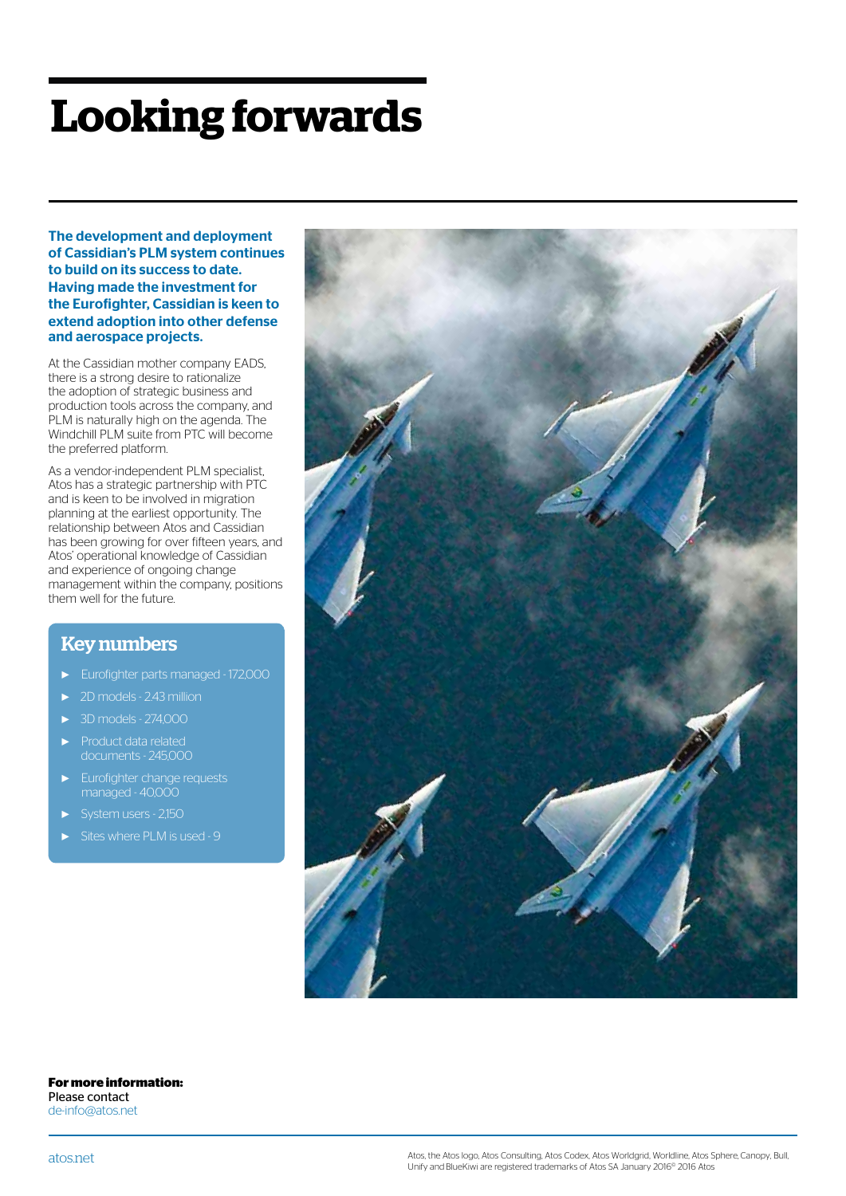# Looking forwards

**The development and deployment of Cassidian's PLM system continues to build on its success to date. Having made the investment for the Eurofighter, Cassidian is keen to extend adoption into other defense and aerospace projects.**

At the Cassidian mother company EADS, there is a strong desire to rationalize the adoption of strategic business and production tools across the company, and PLM is naturally high on the agenda. The Windchill PLM suite from PTC will become the preferred platform.

As a vendor-independent PLM specialist, Atos has a strategic partnership with PTC and is keen to be involved in migration planning at the earliest opportunity. The relationship between Atos and Cassidian has been growing for over fifteen years, and Atos' operational knowledge of Cassidian and experience of ongoing change management within the company, positions them well for the future.

## Key numbers

- Eurofighter parts managed - 172,000
- 2D models - 2.43 million
- 3D models - 274,000
- Product data related documents - 245,000
- Eurofighter change requests managed - 40,000
- System users - 2,150
- Sites where PLM is used - 9

**For more information:**
Please contact
de-info@atos.net

atos.net

Atos, the Atos logo, Atos Consulting, Atos Codex, Atos Worldgrid, Worldline, Atos Sphere, Canopy, Bull, Unify and BlueKiwi are registered trademarks of Atos SA January 2016© 2016 Atos